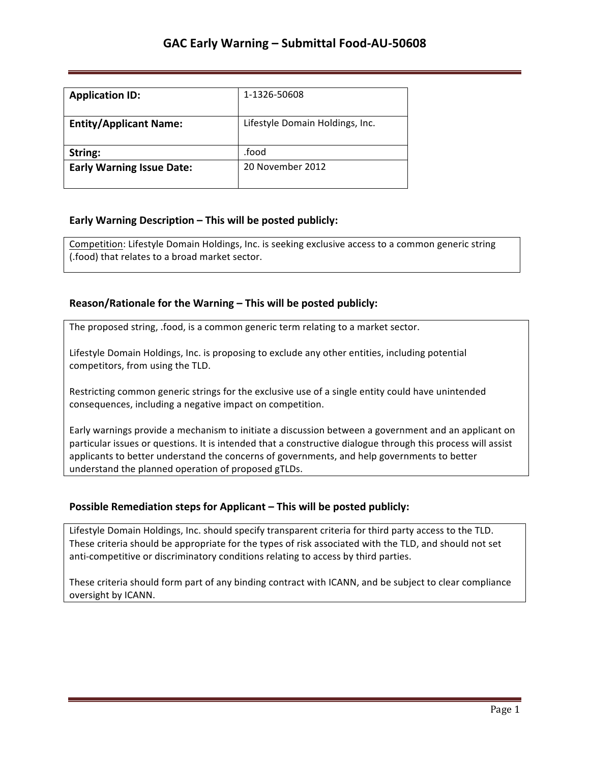# GAC Early Warning – Submittal Food-AU-50608

| **Application ID:** | 1-1326-50608 |
|---|---|
| **Entity/Applicant Name:** | Lifestyle Domain Holdings, Inc. |
| **String:** | .food |
| **Early Warning Issue Date:** | 20 November 2012 |

### Early Warning Description – This will be posted publicly:

Competition: Lifestyle Domain Holdings, Inc. is seeking exclusive access to a common generic string (.food) that relates to a broad market sector.

### Reason/Rationale for the Warning – This will be posted publicly:

The proposed string, .food, is a common generic term relating to a market sector.

Lifestyle Domain Holdings, Inc. is proposing to exclude any other entities, including potential competitors, from using the TLD.

Restricting common generic strings for the exclusive use of a single entity could have unintended consequences, including a negative impact on competition.

Early warnings provide a mechanism to initiate a discussion between a government and an applicant on particular issues or questions. It is intended that a constructive dialogue through this process will assist applicants to better understand the concerns of governments, and help governments to better understand the planned operation of proposed gTLDs.

### Possible Remediation steps for Applicant – This will be posted publicly:

Lifestyle Domain Holdings, Inc. should specify transparent criteria for third party access to the TLD. These criteria should be appropriate for the types of risk associated with the TLD, and should not set anti-competitive or discriminatory conditions relating to access by third parties.

These criteria should form part of any binding contract with ICANN, and be subject to clear compliance oversight by ICANN.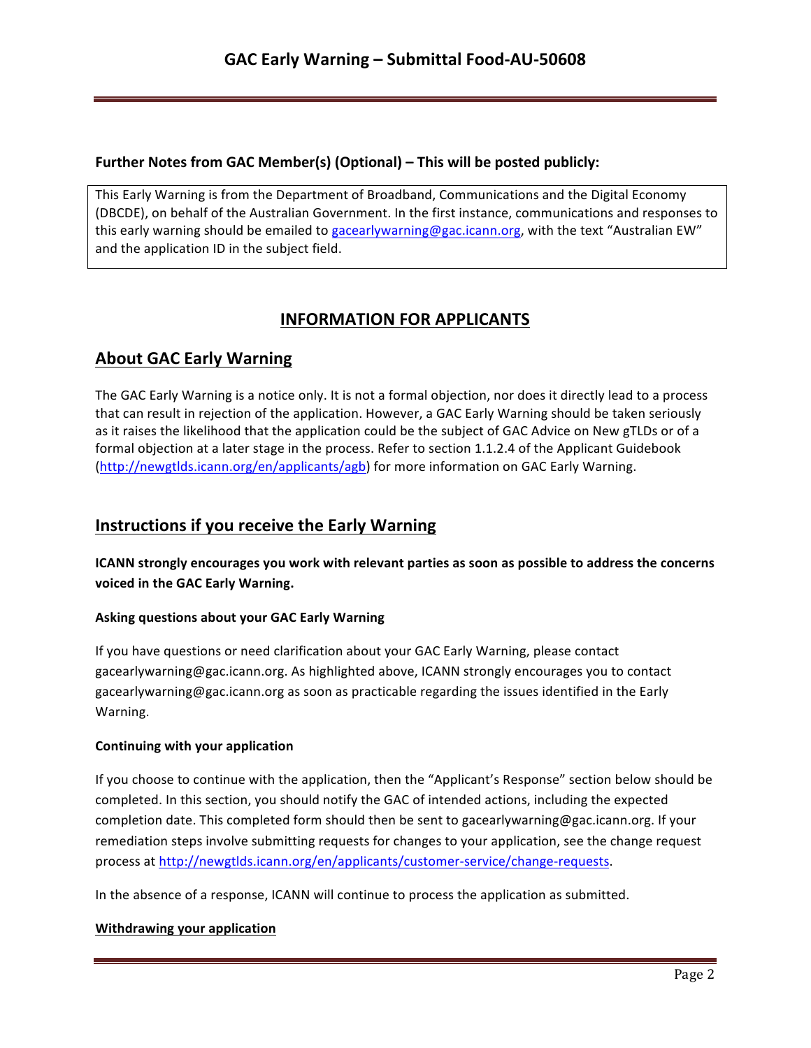**Further Notes from GAC Member(s) (Optional) – This will be posted publicly:**

This Early Warning is from the Department of Broadband, Communications and the Digital Economy (DBCDE), on behalf of the Australian Government. In the first instance, communications and responses to this early warning should be emailed to gacearlywarning@gac.icann.org, with the text "Australian EW" and the application ID in the subject field.

## INFORMATION FOR APPLICANTS

## About GAC Early Warning

The GAC Early Warning is a notice only. It is not a formal objection, nor does it directly lead to a process that can result in rejection of the application. However, a GAC Early Warning should be taken seriously as it raises the likelihood that the application could be the subject of GAC Advice on New gTLDs or of a formal objection at a later stage in the process. Refer to section 1.1.2.4 of the Applicant Guidebook (http://newgtlds.icann.org/en/applicants/agb) for more information on GAC Early Warning.

## Instructions if you receive the Early Warning

**ICANN strongly encourages you work with relevant parties as soon as possible to address the concerns voiced in the GAC Early Warning.**

#### Asking questions about your GAC Early Warning

If you have questions or need clarification about your GAC Early Warning, please contact gacearlywarning@gac.icann.org. As highlighted above, ICANN strongly encourages you to contact gacearlywarning@gac.icann.org as soon as practicable regarding the issues identified in the Early Warning.

#### Continuing with your application

If you choose to continue with the application, then the "Applicant's Response" section below should be completed. In this section, you should notify the GAC of intended actions, including the expected completion date. This completed form should then be sent to gacearlywarning@gac.icann.org. If your remediation steps involve submitting requests for changes to your application, see the change request process at http://newgtlds.icann.org/en/applicants/customer-service/change-requests.

In the absence of a response, ICANN will continue to process the application as submitted.

#### Withdrawing your application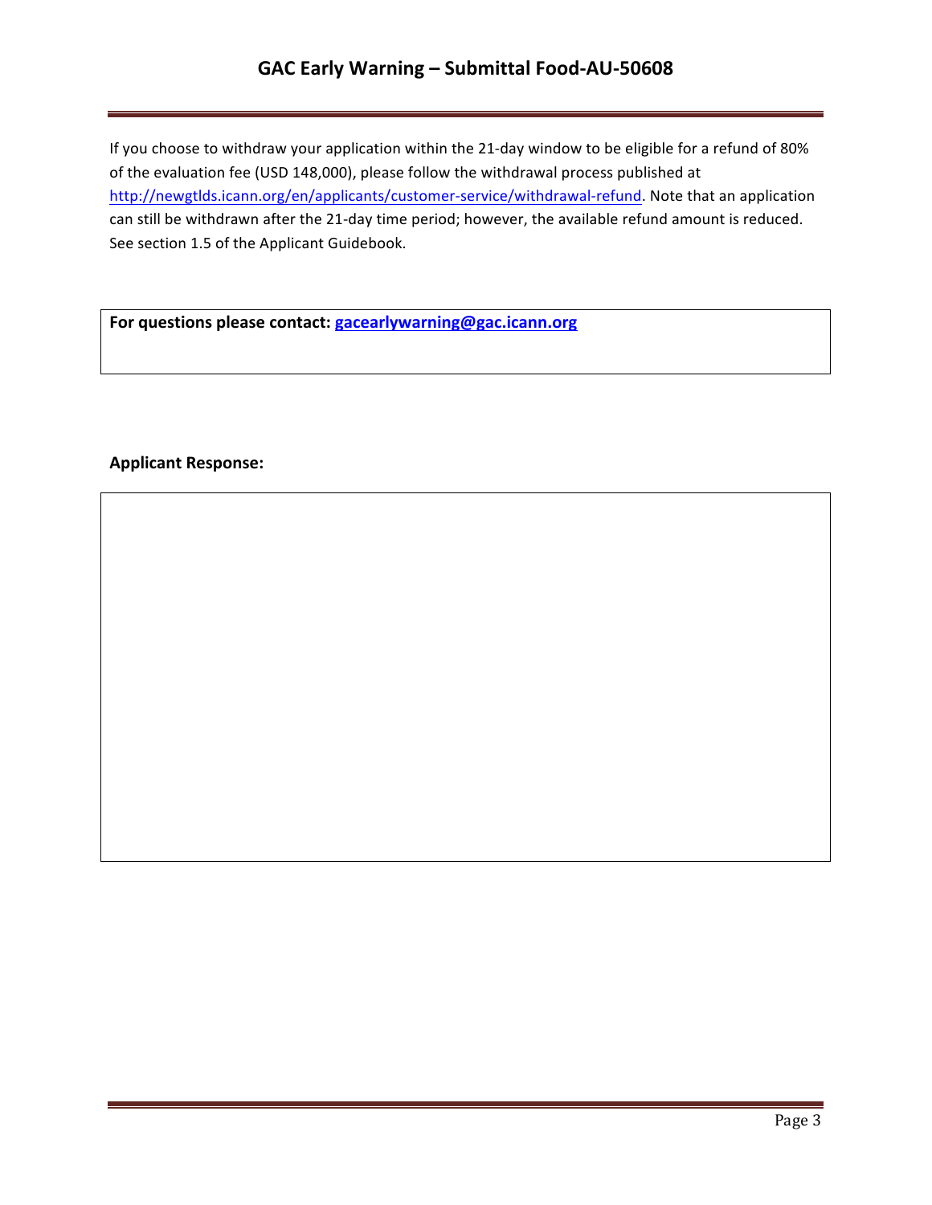If you choose to withdraw your application within the 21-day window to be eligible for a refund of 80% of the evaluation fee (USD 148,000), please follow the withdrawal process published at http://newgtlds.icann.org/en/applicants/customer-service/withdrawal-refund. Note that an application can still be withdrawn after the 21-day time period; however, the available refund amount is reduced. See section 1.5 of the Applicant Guidebook.

**For questions please contact: gacearlywarning@gac.icann.org**

**Applicant Response:**